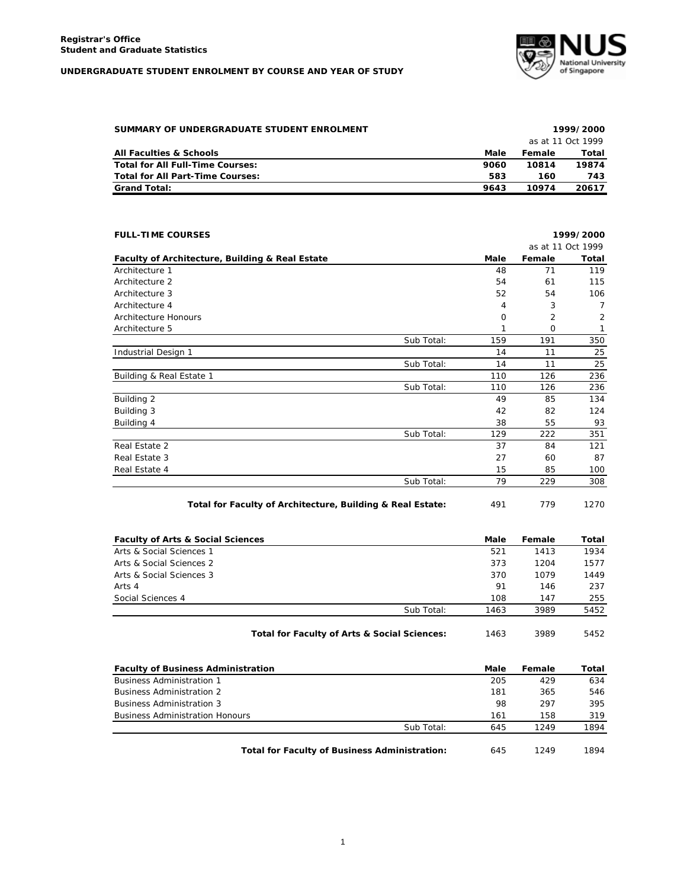**Registrar's Office**
**Student and Graduate Statistics**

**UNDERGRADUATE STUDENT ENROLMENT BY COURSE AND YEAR OF STUDY**

**SUMMARY OF UNDERGRADUATE STUDENT ENROLMENT** — **1999/2000**, as at 11 Oct 1999

| All Faculties & Schools | Male | Female | Total |
|---|---|---|---|
| **Total for All Full-Time Courses:** | **9060** | **10814** | **19874** |
| **Total for All Part-Time Courses:** | **583** | **160** | **743** |
| **Grand Total:** | **9643** | **10974** | **20617** |

**FULL-TIME COURSES** — **1999/2000**, as at 11 Oct 1999

| Faculty of Architecture, Building & Real Estate | | Male | Female | Total |
|---|---|---|---|---|
| Architecture 1 | | 48 | 71 | 119 |
| Architecture 2 | | 54 | 61 | 115 |
| Architecture 3 | | 52 | 54 | 106 |
| Architecture 4 | | 4 | 3 | 7 |
| Architecture Honours | | 0 | 2 | 2 |
| Architecture 5 | | 1 | 0 | 1 |
| | Sub Total: | 159 | 191 | 350 |
| Industrial Design 1 | | 14 | 11 | 25 |
| | Sub Total: | 14 | 11 | 25 |
| Building & Real Estate 1 | | 110 | 126 | 236 |
| | Sub Total: | 110 | 126 | 236 |
| Building 2 | | 49 | 85 | 134 |
| Building 3 | | 42 | 82 | 124 |
| Building 4 | | 38 | 55 | 93 |
| | Sub Total: | 129 | 222 | 351 |
| Real Estate 2 | | 37 | 84 | 121 |
| Real Estate 3 | | 27 | 60 | 87 |
| Real Estate 4 | | 15 | 85 | 100 |
| | Sub Total: | 79 | 229 | 308 |
| | **Total for Faculty of Architecture, Building & Real Estate:** | 491 | 779 | 1270 |

| Faculty of Arts & Social Sciences | | Male | Female | Total |
|---|---|---|---|---|
| Arts & Social Sciences 1 | | 521 | 1413 | 1934 |
| Arts & Social Sciences 2 | | 373 | 1204 | 1577 |
| Arts & Social Sciences 3 | | 370 | 1079 | 1449 |
| Arts 4 | | 91 | 146 | 237 |
| Social Sciences 4 | | 108 | 147 | 255 |
| | Sub Total: | 1463 | 3989 | 5452 |
| | **Total for Faculty of Arts & Social Sciences:** | 1463 | 3989 | 5452 |

| Faculty of Business Administration | | Male | Female | Total |
|---|---|---|---|---|
| Business Administration 1 | | 205 | 429 | 634 |
| Business Administration 2 | | 181 | 365 | 546 |
| Business Administration 3 | | 98 | 297 | 395 |
| Business Administration Honours | | 161 | 158 | 319 |
| | Sub Total: | 645 | 1249 | 1894 |
| | **Total for Faculty of Business Administration:** | 645 | 1249 | 1894 |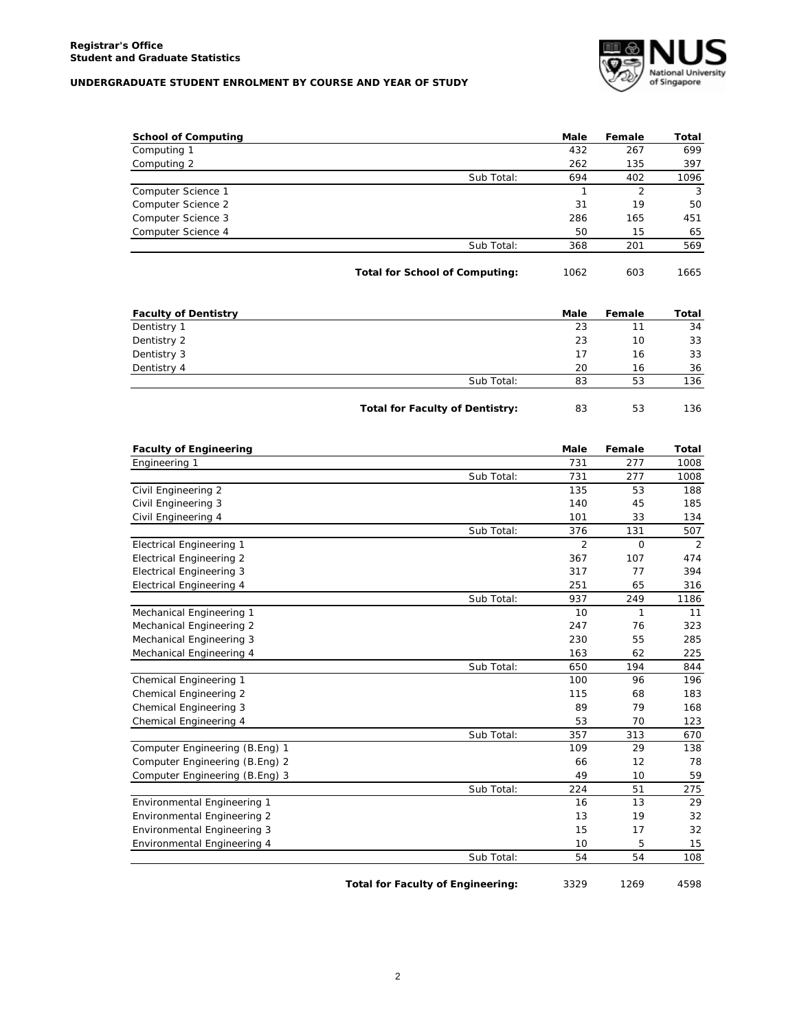**Registrar's Office**
**Student and Graduate Statistics**

**UNDERGRADUATE STUDENT ENROLMENT BY COURSE AND YEAR OF STUDY**

| School of Computing | | Male | Female | Total |
|---|---|---|---|---|
| Computing 1 | | 432 | 267 | 699 |
| Computing 2 | | 262 | 135 | 397 |
| | Sub Total: | 694 | 402 | 1096 |
| Computer Science 1 | | 1 | 2 | 3 |
| Computer Science 2 | | 31 | 19 | 50 |
| Computer Science 3 | | 286 | 165 | 451 |
| Computer Science 4 | | 50 | 15 | 65 |
| | Sub Total: | 368 | 201 | 569 |
| | **Total for School of Computing:** | 1062 | 603 | 1665 |

| Faculty of Dentistry | | Male | Female | Total |
|---|---|---|---|---|
| Dentistry 1 | | 23 | 11 | 34 |
| Dentistry 2 | | 23 | 10 | 33 |
| Dentistry 3 | | 17 | 16 | 33 |
| Dentistry 4 | | 20 | 16 | 36 |
| | Sub Total: | 83 | 53 | 136 |
| | **Total for Faculty of Dentistry:** | 83 | 53 | 136 |

| Faculty of Engineering | | Male | Female | Total |
|---|---|---|---|---|
| Engineering 1 | | 731 | 277 | 1008 |
| | Sub Total: | 731 | 277 | 1008 |
| Civil Engineering 2 | | 135 | 53 | 188 |
| Civil Engineering 3 | | 140 | 45 | 185 |
| Civil Engineering 4 | | 101 | 33 | 134 |
| | Sub Total: | 376 | 131 | 507 |
| Electrical Engineering 1 | | 2 | 0 | 2 |
| Electrical Engineering 2 | | 367 | 107 | 474 |
| Electrical Engineering 3 | | 317 | 77 | 394 |
| Electrical Engineering 4 | | 251 | 65 | 316 |
| | Sub Total: | 937 | 249 | 1186 |
| Mechanical Engineering 1 | | 10 | 1 | 11 |
| Mechanical Engineering 2 | | 247 | 76 | 323 |
| Mechanical Engineering 3 | | 230 | 55 | 285 |
| Mechanical Engineering 4 | | 163 | 62 | 225 |
| | Sub Total: | 650 | 194 | 844 |
| Chemical Engineering 1 | | 100 | 96 | 196 |
| Chemical Engineering 2 | | 115 | 68 | 183 |
| Chemical Engineering 3 | | 89 | 79 | 168 |
| Chemical Engineering 4 | | 53 | 70 | 123 |
| | Sub Total: | 357 | 313 | 670 |
| Computer Engineering (B.Eng) 1 | | 109 | 29 | 138 |
| Computer Engineering (B.Eng) 2 | | 66 | 12 | 78 |
| Computer Engineering (B.Eng) 3 | | 49 | 10 | 59 |
| | Sub Total: | 224 | 51 | 275 |
| Environmental Engineering 1 | | 16 | 13 | 29 |
| Environmental Engineering 2 | | 13 | 19 | 32 |
| Environmental Engineering 3 | | 15 | 17 | 32 |
| Environmental Engineering 4 | | 10 | 5 | 15 |
| | Sub Total: | 54 | 54 | 108 |
| | **Total for Faculty of Engineering:** | 3329 | 1269 | 4598 |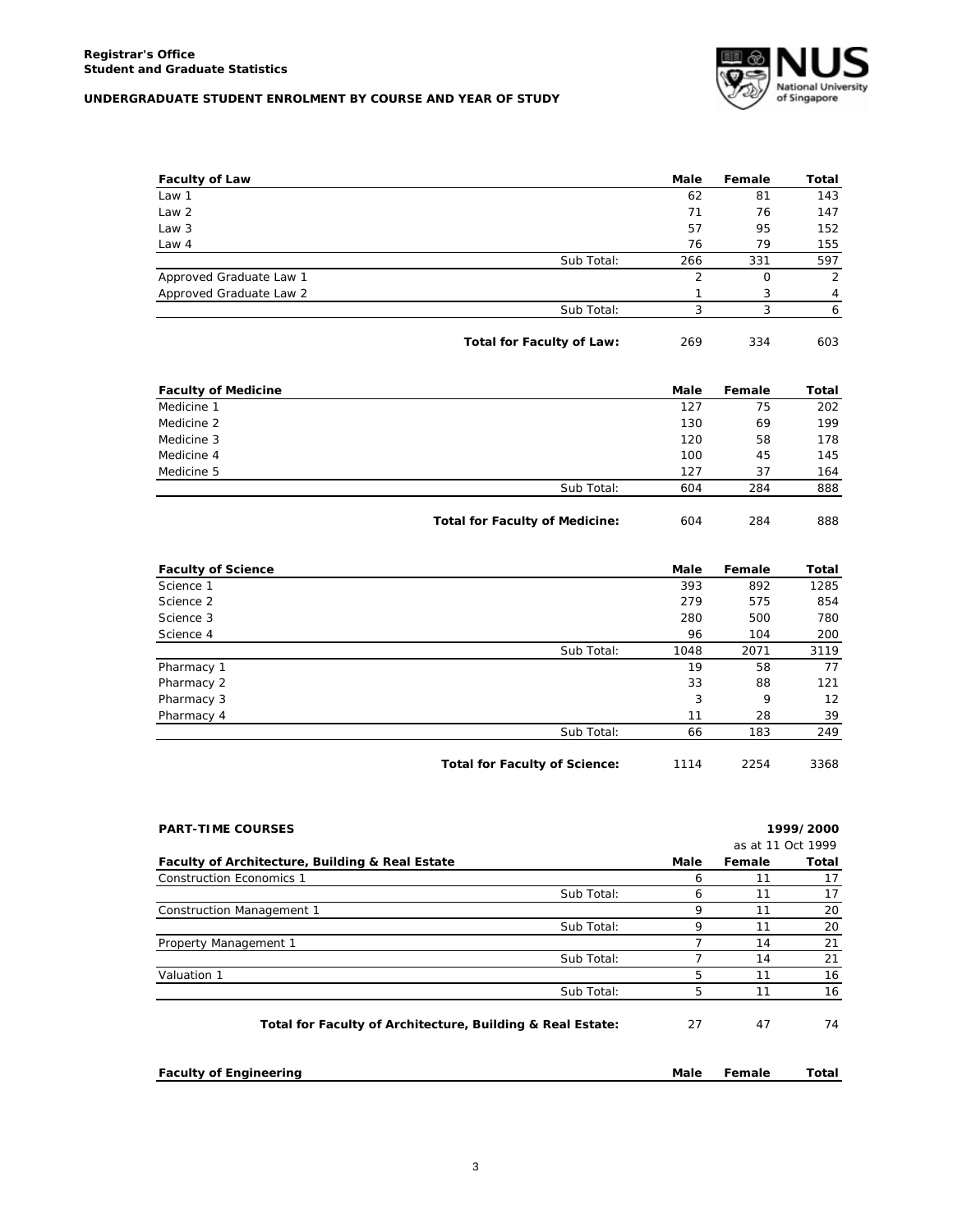**Registrar's Office**
**Student and Graduate Statistics**

**UNDERGRADUATE STUDENT ENROLMENT BY COURSE AND YEAR OF STUDY**

| **Faculty of Law** | **Male** | **Female** | **Total** |
|---|---|---|---|
| Law 1 | 62 | 81 | 143 |
| Law 2 | 71 | 76 | 147 |
| Law 3 | 57 | 95 | 152 |
| Law 4 | 76 | 79 | 155 |
| Sub Total: | 266 | 331 | 597 |
| Approved Graduate Law 1 | 2 | 0 | 2 |
| Approved Graduate Law 2 | 1 | 3 | 4 |
| Sub Total: | 3 | 3 | 6 |
| **Total for Faculty of Law:** | 269 | 334 | 603 |

| **Faculty of Medicine** | **Male** | **Female** | **Total** |
|---|---|---|---|
| Medicine 1 | 127 | 75 | 202 |
| Medicine 2 | 130 | 69 | 199 |
| Medicine 3 | 120 | 58 | 178 |
| Medicine 4 | 100 | 45 | 145 |
| Medicine 5 | 127 | 37 | 164 |
| Sub Total: | 604 | 284 | 888 |
| **Total for Faculty of Medicine:** | 604 | 284 | 888 |

| **Faculty of Science** | **Male** | **Female** | **Total** |
|---|---|---|---|
| Science 1 | 393 | 892 | 1285 |
| Science 2 | 279 | 575 | 854 |
| Science 3 | 280 | 500 | 780 |
| Science 4 | 96 | 104 | 200 |
| Sub Total: | 1048 | 2071 | 3119 |
| Pharmacy 1 | 19 | 58 | 77 |
| Pharmacy 2 | 33 | 88 | 121 |
| Pharmacy 3 | 3 | 9 | 12 |
| Pharmacy 4 | 11 | 28 | 39 |
| Sub Total: | 66 | 183 | 249 |
| **Total for Faculty of Science:** | 1114 | 2254 | 3368 |

**PART-TIME COURSES** — **1999/2000** (as at 11 Oct 1999)

| **Faculty of Architecture, Building & Real Estate** | **Male** | **Female** | **Total** |
|---|---|---|---|
| Construction Economics 1 | 6 | 11 | 17 |
| Sub Total: | 6 | 11 | 17 |
| Construction Management 1 | 9 | 11 | 20 |
| Sub Total: | 9 | 11 | 20 |
| Property Management 1 | 7 | 14 | 21 |
| Sub Total: | 7 | 14 | 21 |
| Valuation 1 | 5 | 11 | 16 |
| Sub Total: | 5 | 11 | 16 |
| **Total for Faculty of Architecture, Building & Real Estate:** | 27 | 47 | 74 |

| **Faculty of Engineering** | **Male** | **Female** | **Total** |
|---|---|---|---|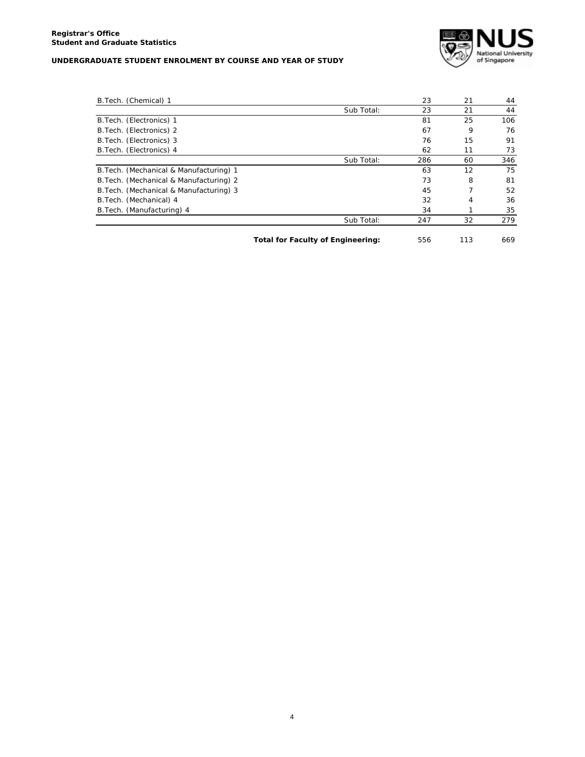**Registrar's Office**
**Student and Graduate Statistics**

**UNDERGRADUATE STUDENT ENROLMENT BY COURSE AND YEAR OF STUDY**

| | | | | |
|---|---|---|---|---|
| B.Tech. (Chemical) 1 | | 23 | 21 | 44 |
| | Sub Total: | 23 | 21 | 44 |
| B.Tech. (Electronics) 1 | | 81 | 25 | 106 |
| B.Tech. (Electronics) 2 | | 67 | 9 | 76 |
| B.Tech. (Electronics) 3 | | 76 | 15 | 91 |
| B.Tech. (Electronics) 4 | | 62 | 11 | 73 |
| | Sub Total: | 286 | 60 | 346 |
| B.Tech. (Mechanical & Manufacturing) 1 | | 63 | 12 | 75 |
| B.Tech. (Mechanical & Manufacturing) 2 | | 73 | 8 | 81 |
| B.Tech. (Mechanical & Manufacturing) 3 | | 45 | 7 | 52 |
| B.Tech. (Mechanical) 4 | | 32 | 4 | 36 |
| B.Tech. (Manufacturing) 4 | | 34 | 1 | 35 |
| | Sub Total: | 247 | 32 | 279 |
| | **Total for Faculty of Engineering:** | 556 | 113 | 669 |